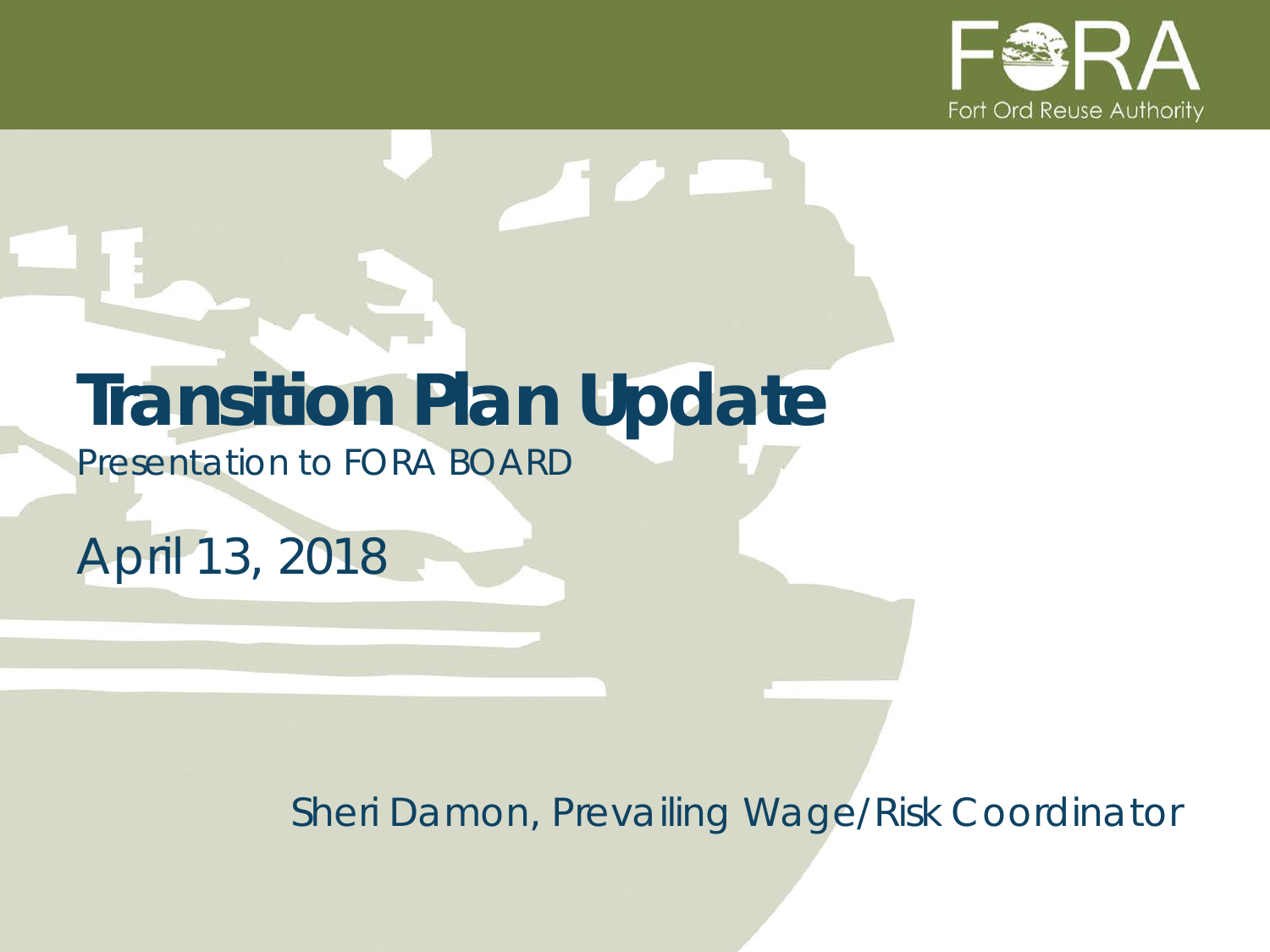FORA
Fort Ord Reuse Authority

# Transition Plan Update

Presentation to FORA BOARD

April 13, 2018

Sheri Damon, Prevailing Wage/Risk Coordinator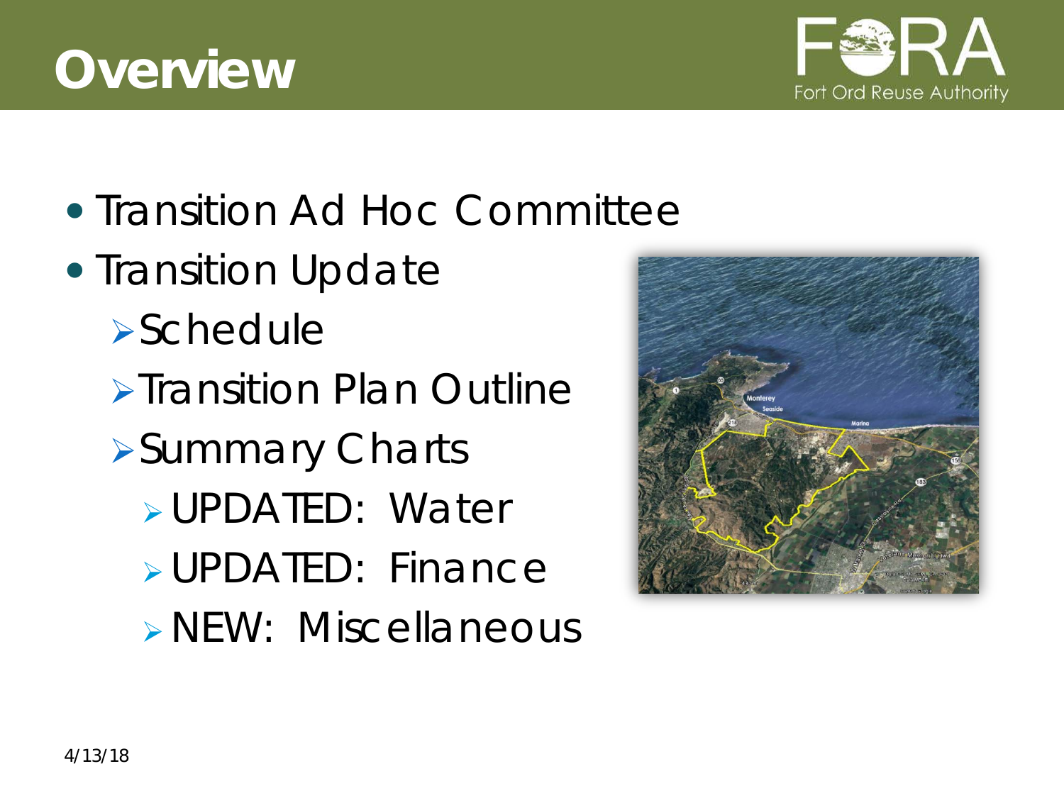# Overview

- Transition Ad Hoc Committee
- Transition Update
  - Schedule
  - Transition Plan Outline
  - Summary Charts
    - UPDATED: Water
    - UPDATED: Finance
    - NEW: Miscellaneous

4/13/18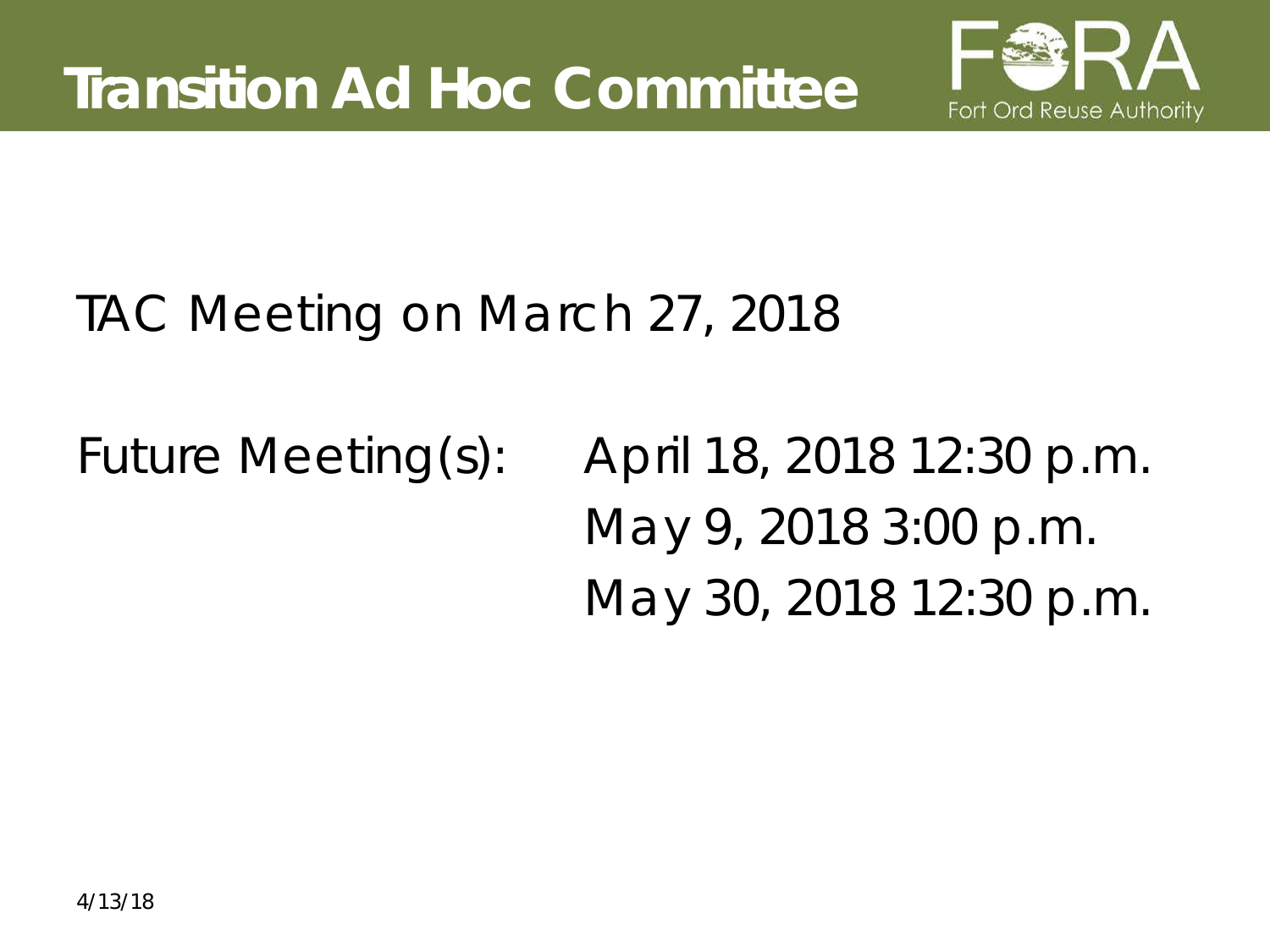# Transition Ad Hoc Committee

FORA
Fort Ord Reuse Authority

TAC Meeting on March 27, 2018

Future Meeting(s):

- April 18, 2018 12:30 p.m.
- May 9, 2018 3:00 p.m.
- May 30, 2018 12:30 p.m.

4/13/18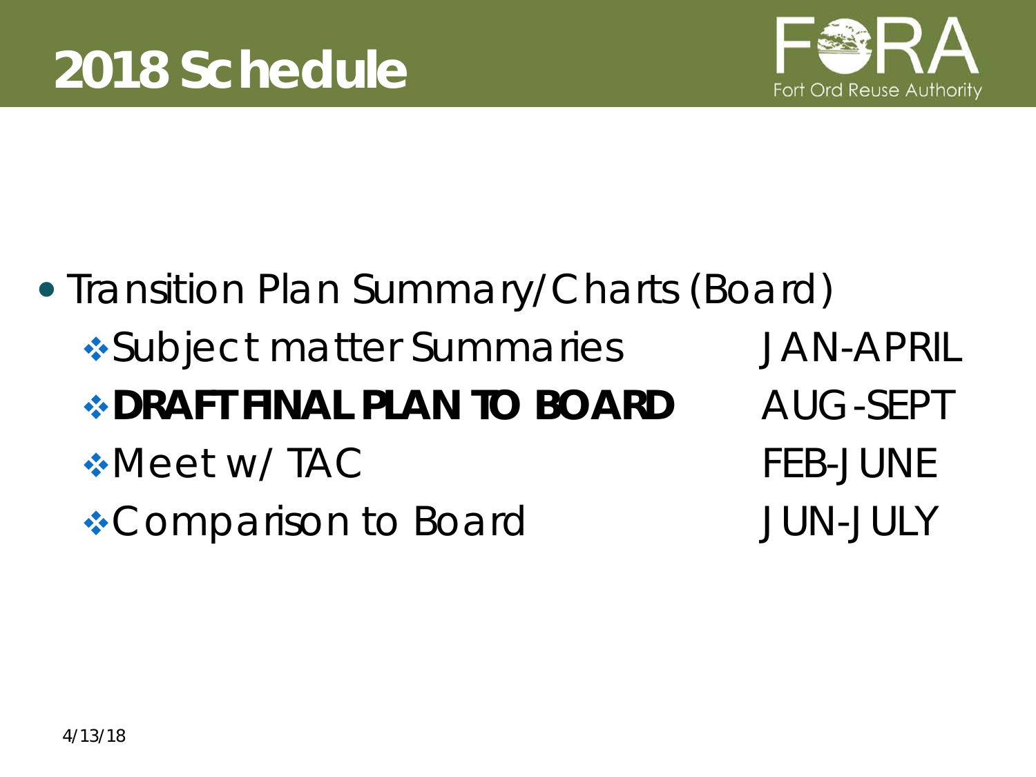# 2018 Schedule

- Transition Plan Summary/Charts (Board)
  - Subject matter Summaries JAN-APRIL
  - **DRAFT FINAL PLAN TO BOARD** AUG-SEPT
  - Meet w/ TAC FEB-JUNE
  - Comparison to Board JUN-JULY

4/13/18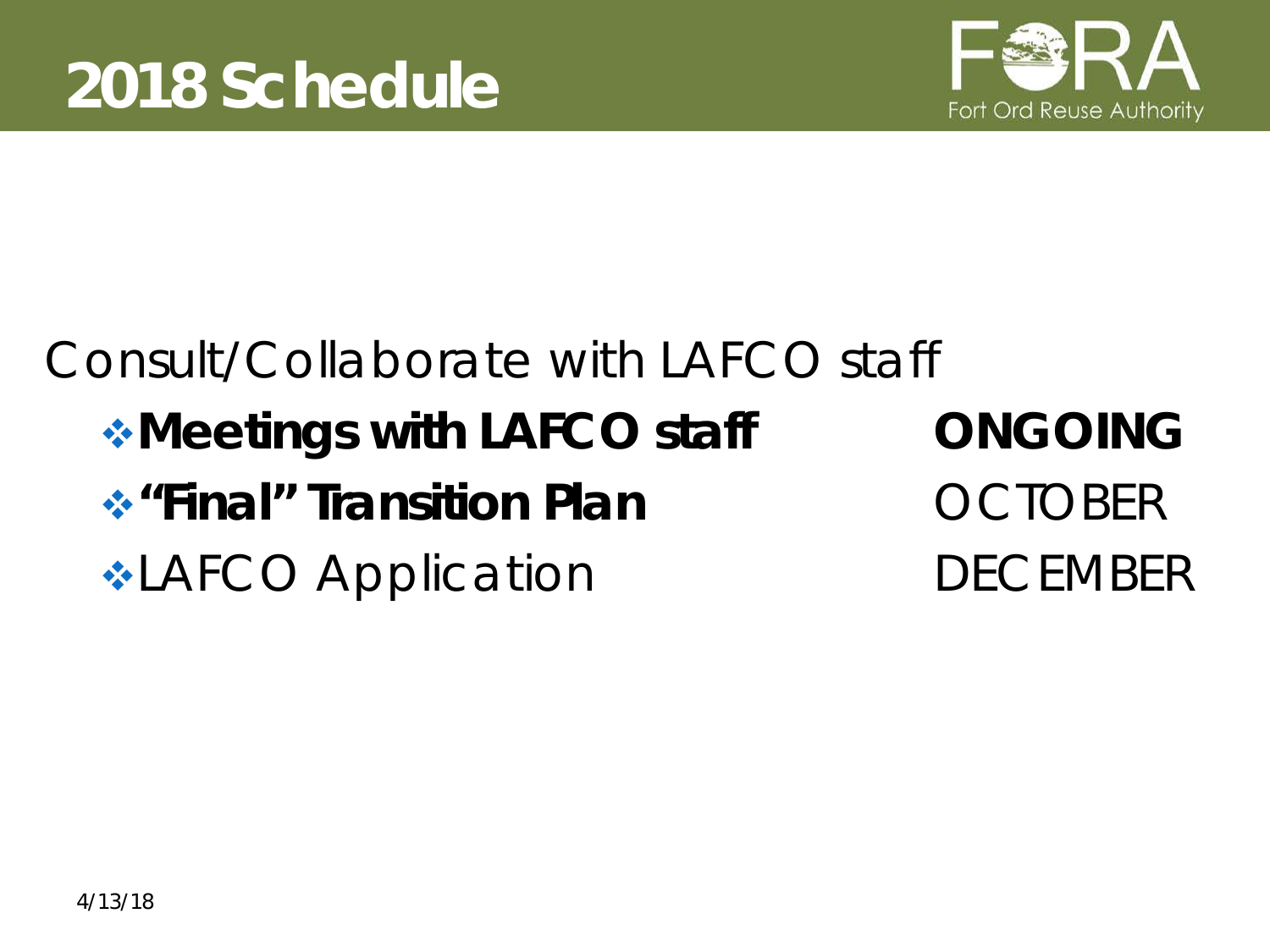# 2018 Schedule

Consult/Collaborate with LAFCO staff

| Item | Timing |
| --- | --- |
| **Meetings with LAFCO staff** | **ONGOING** |
| **"Final" Transition Plan** | OCTOBER |
| LAFCO Application | DECEMBER |

4/13/18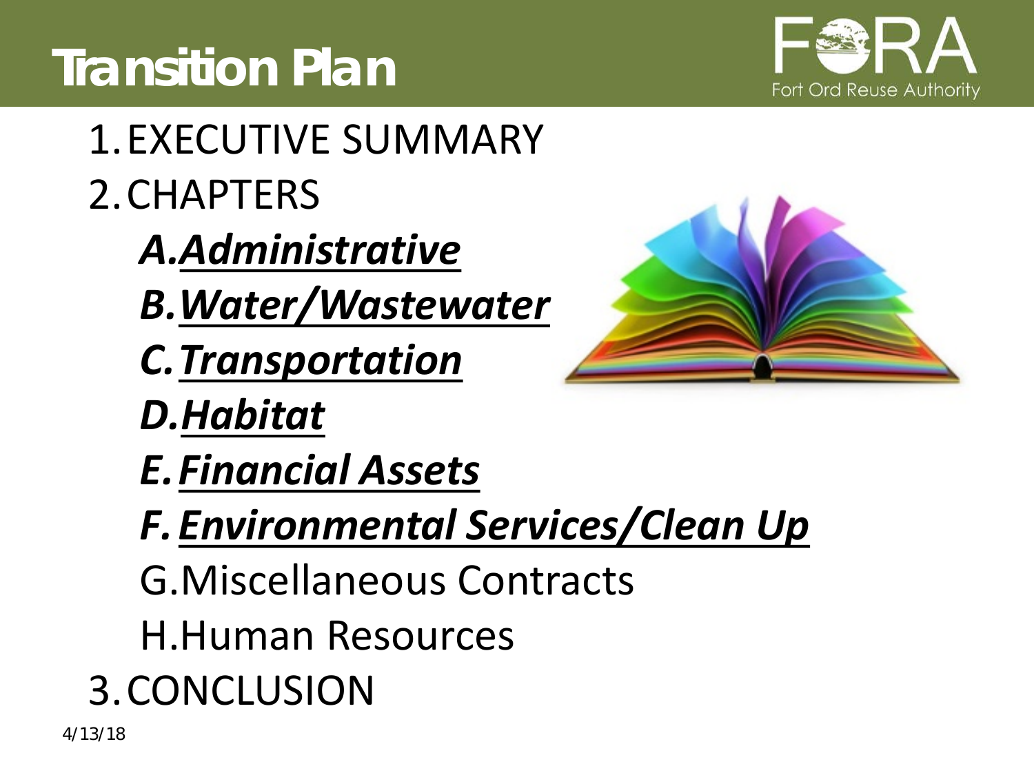# Transition Plan

1. EXECUTIVE SUMMARY
2. CHAPTERS
   - A. ***Administrative***
   - B. ***Water/Wastewater***
   - C. ***Transportation***
   - D. ***Habitat***
   - E. ***Financial Assets***
   - F. ***Environmental Services/Clean Up***
   - G. Miscellaneous Contracts
   - H. Human Resources
3. CONCLUSION

4/13/18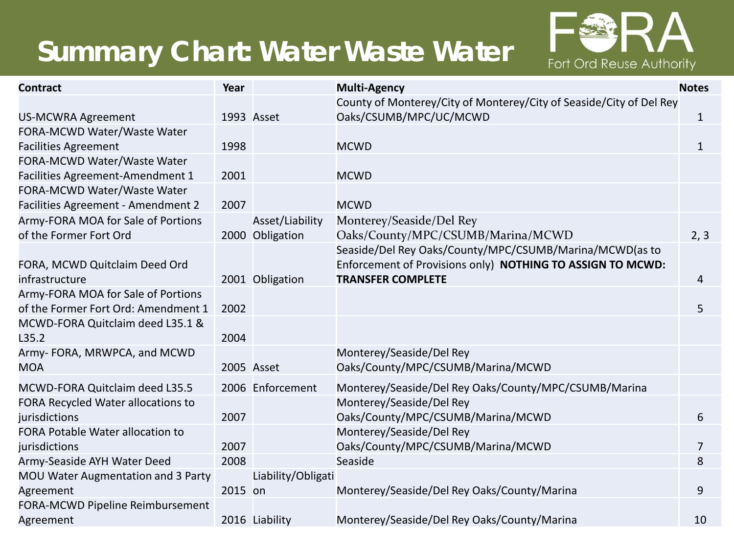# Summary Chart: Water Waste Water

| Contract | Year | | Multi-Agency | Notes |
|---|---|---|---|---|
| US-MCWRA Agreement | 1993 | Asset | County of Monterey/City of Monterey/City of Seaside/City of Del Rey Oaks/CSUMB/MPC/UC/MCWD | 1 |
| FORA-MCWD Water/Waste Water Facilities Agreement | 1998 | | MCWD | 1 |
| FORA-MCWD Water/Waste Water Facilities Agreement-Amendment 1 | 2001 | | MCWD | |
| FORA-MCWD Water/Waste Water Facilities Agreement - Amendment 2 | 2007 | | MCWD | |
| Army-FORA MOA for Sale of Portions of the Former Fort Ord | 2000 | Asset/Liability Obligation | Monterey/Seaside/Del Rey Oaks/County/MPC/CSUMB/Marina/MCWD | 2, 3 |
| FORA, MCWD Quitclaim Deed Ord infrastructure | 2001 | Obligation | Seaside/Del Rey Oaks/County/MPC/CSUMB/Marina/MCWD(as to Enforcement of Provisions only) **NOTHING TO ASSIGN TO MCWD: TRANSFER COMPLETE** | 4 |
| Army-FORA MOA for Sale of Portions of the Former Fort Ord: Amendment 1 | 2002 | | | 5 |
| MCWD-FORA Quitclaim deed L35.1 & L35.2 | 2004 | | | |
| Army- FORA, MRWPCA, and MCWD MOA | 2005 | Asset | Monterey/Seaside/Del Rey Oaks/County/MPC/CSUMB/Marina/MCWD | |
| MCWD-FORA Quitclaim deed L35.5 | 2006 | Enforcement | Monterey/Seaside/Del Rey Oaks/County/MPC/CSUMB/Marina | |
| FORA Recycled Water allocations to jurisdictions | 2007 | | Monterey/Seaside/Del Rey Oaks/County/MPC/CSUMB/Marina/MCWD | 6 |
| FORA Potable Water allocation to jurisdictions | 2007 | | Monterey/Seaside/Del Rey Oaks/County/MPC/CSUMB/Marina/MCWD | 7 |
| Army-Seaside AYH Water Deed | 2008 | | Seaside | 8 |
| MOU Water Augmentation and 3 Party Agreement | 2015 | Liability/Obligation | Monterey/Seaside/Del Rey Oaks/County/Marina | 9 |
| FORA-MCWD Pipeline Reimbursement Agreement | 2016 | Liability | Monterey/Seaside/Del Rey Oaks/County/Marina | 10 |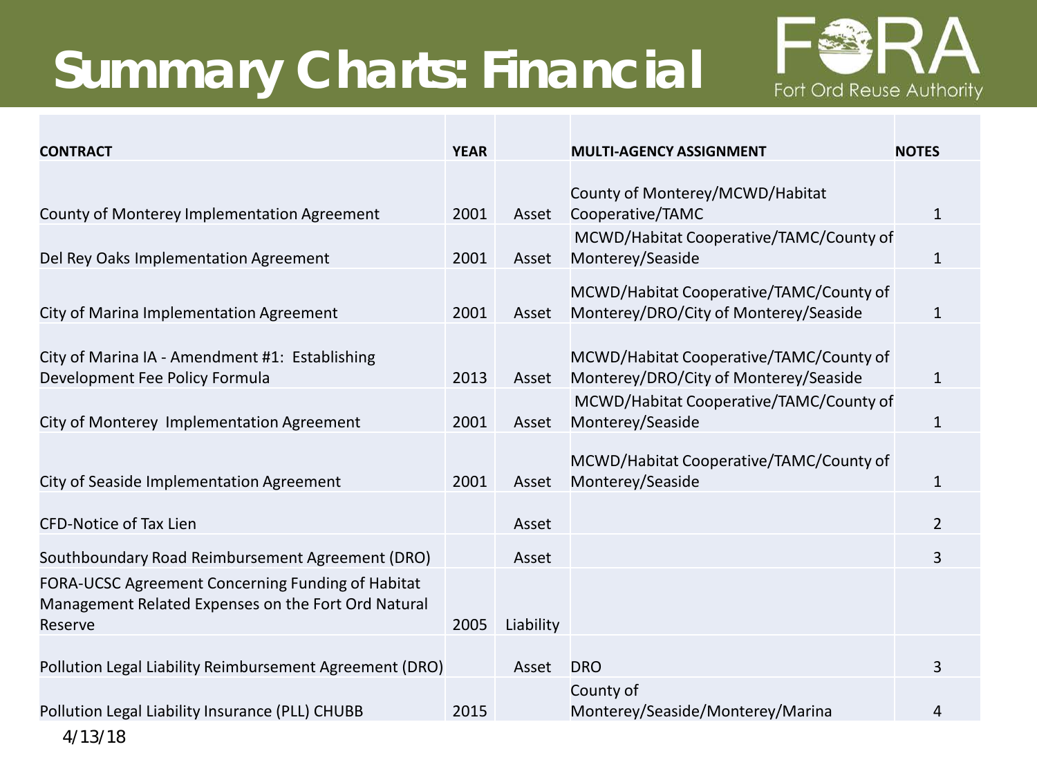# Summary Charts: Financial

| CONTRACT | YEAR | | MULTI-AGENCY ASSIGNMENT | NOTES |
|---|---|---|---|---|
| County of Monterey Implementation Agreement | 2001 | Asset | County of Monterey/MCWD/Habitat Cooperative/TAMC | 1 |
| Del Rey Oaks Implementation Agreement | 2001 | Asset | MCWD/Habitat Cooperative/TAMC/County of Monterey/Seaside | 1 |
| City of Marina Implementation Agreement | 2001 | Asset | MCWD/Habitat Cooperative/TAMC/County of Monterey/DRO/City of Monterey/Seaside | 1 |
| City of Marina IA - Amendment #1: Establishing Development Fee Policy Formula | 2013 | Asset | MCWD/Habitat Cooperative/TAMC/County of Monterey/DRO/City of Monterey/Seaside | 1 |
| City of Monterey Implementation Agreement | 2001 | Asset | MCWD/Habitat Cooperative/TAMC/County of Monterey/Seaside | 1 |
| City of Seaside Implementation Agreement | 2001 | Asset | MCWD/Habitat Cooperative/TAMC/County of Monterey/Seaside | 1 |
| CFD-Notice of Tax Lien | | Asset | | 2 |
| Southboundary Road Reimbursement Agreement (DRO) | | Asset | | 3 |
| FORA-UCSC Agreement Concerning Funding of Habitat Management Related Expenses on the Fort Ord Natural Reserve | 2005 | Liability | | |
| Pollution Legal Liability Reimbursement Agreement (DRO) | | Asset | DRO | 3 |
| Pollution Legal Liability Insurance (PLL) CHUBB | 2015 | | County of Monterey/Seaside/Monterey/Marina | 4 |

4/13/18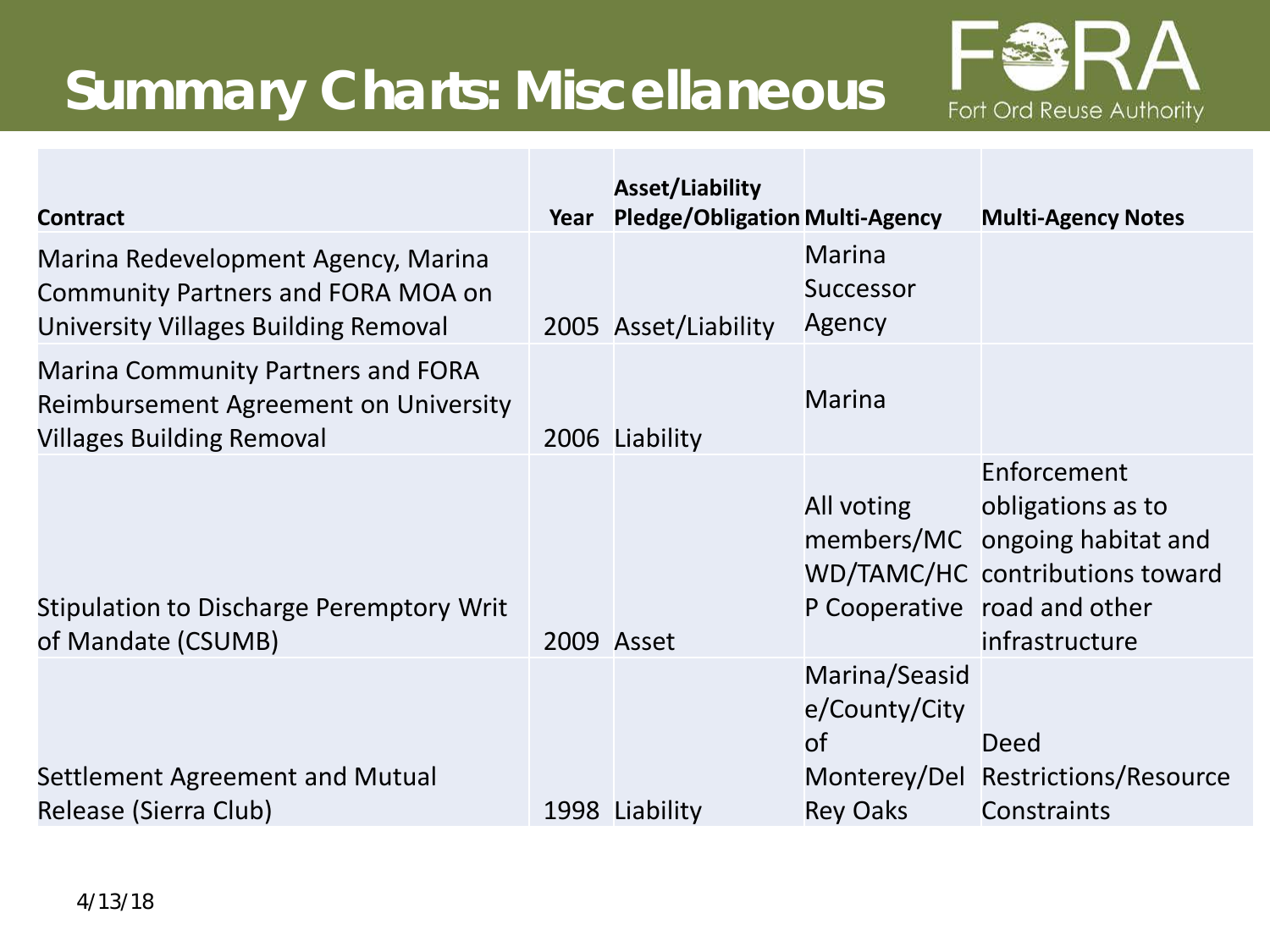# Summary Charts: Miscellaneous

| Contract | Year | Asset/Liability Pledge/Obligation | Multi-Agency | Multi-Agency Notes |
|---|---|---|---|---|
| Marina Redevelopment Agency, Marina Community Partners and FORA MOA on University Villages Building Removal | 2005 | Asset/Liability | Marina Successor Agency | |
| Marina Community Partners and FORA Reimbursement Agreement on University Villages Building Removal | 2006 | Liability | Marina | |
| Stipulation to Discharge Peremptory Writ of Mandate (CSUMB) | 2009 | Asset | All voting members/MCWD/TAMC/HCP Cooperative | Enforcement obligations as to ongoing habitat and contributions toward road and other infrastructure |
| Settlement Agreement and Mutual Release (Sierra Club) | 1998 | Liability | Marina/Seaside/County/City of Monterey/Del Rey Oaks | Deed Restrictions/Resource Constraints |

4/13/18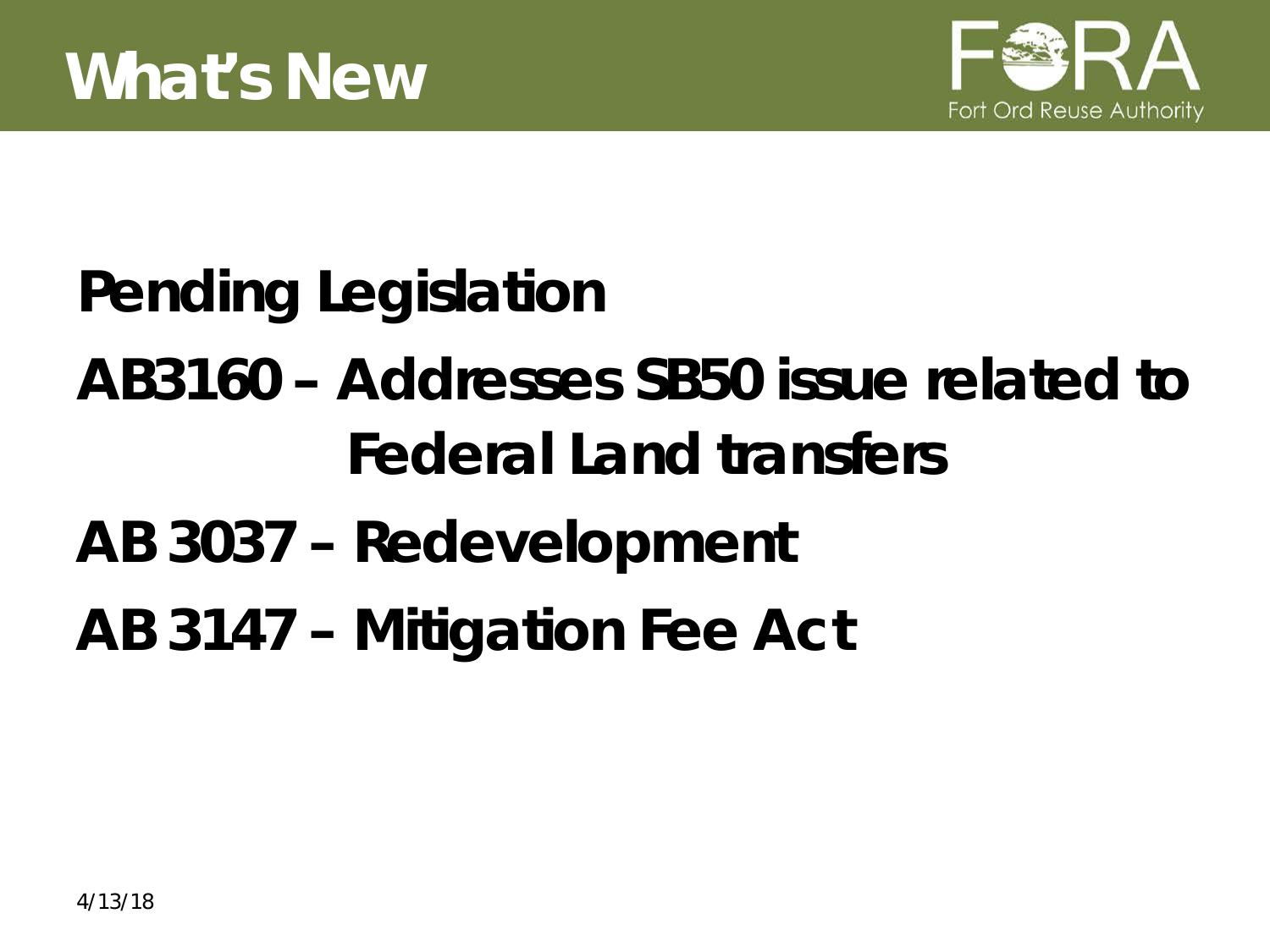# What's New

**Pending Legislation**

**AB3160 – Addresses SB50 issue related to Federal Land transfers**

**AB 3037 – Redevelopment**

**AB 3147 – Mitigation Fee Act**

4/13/18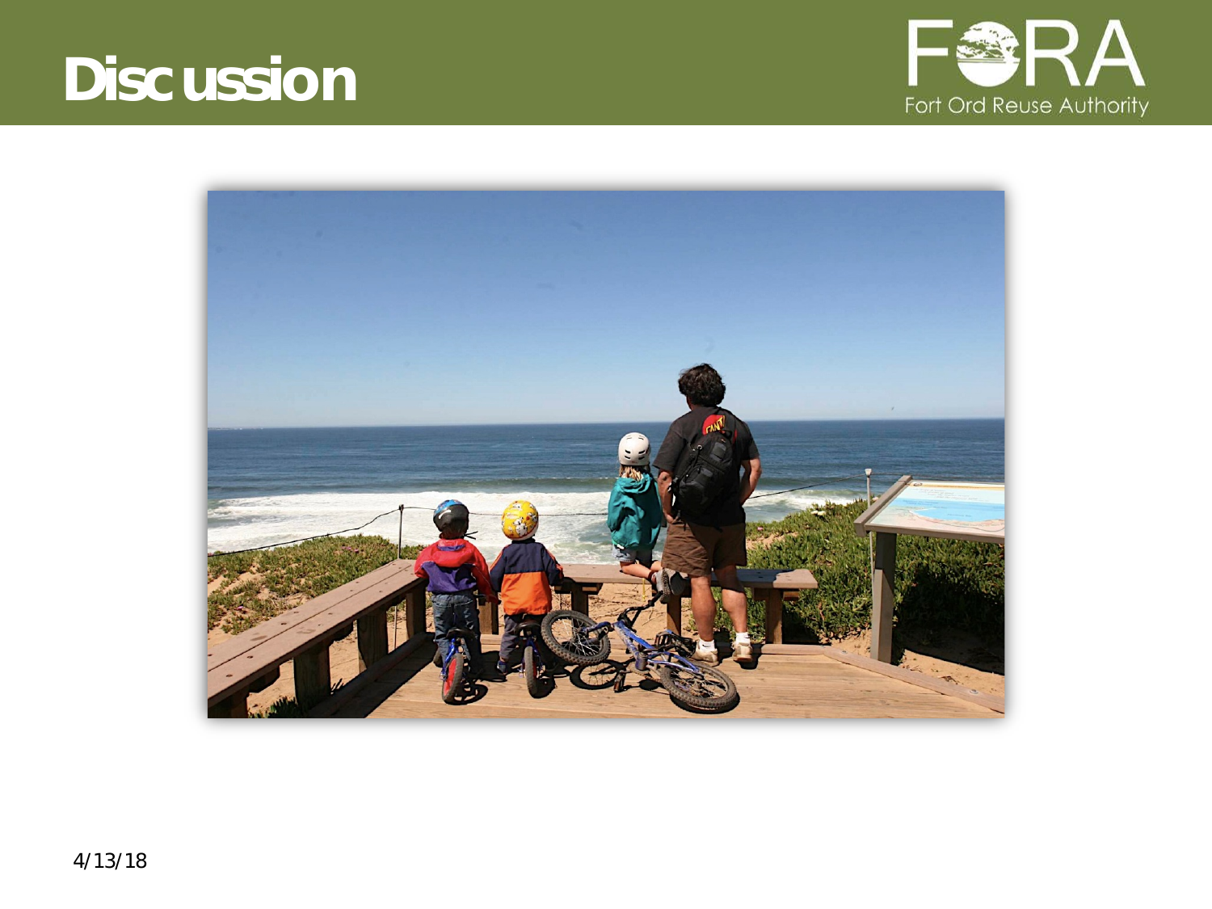# Discussion

FORA
Fort Ord Reuse Authority

4/13/18